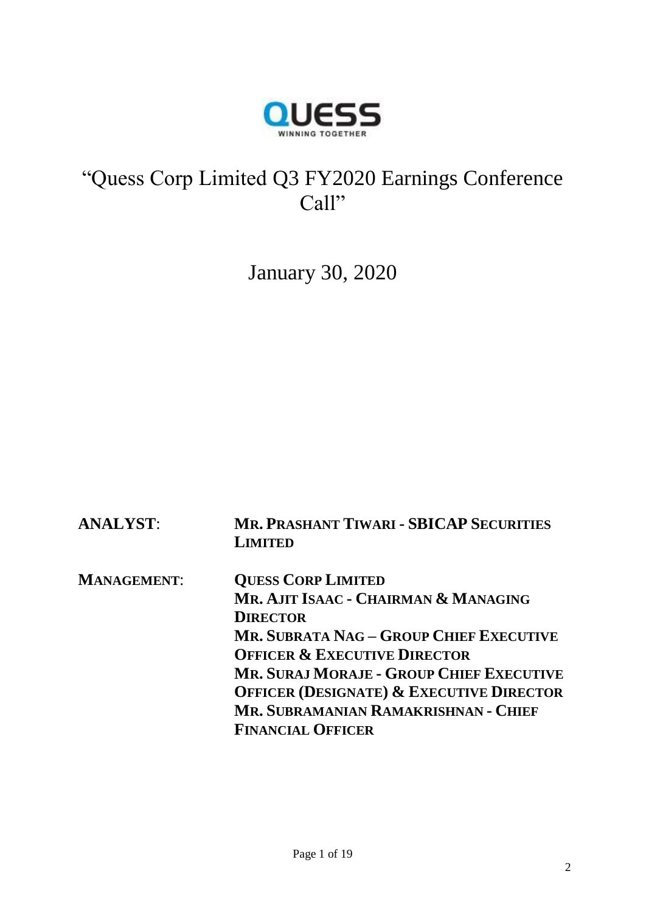QUESS

WINNING TOGETHER

# "Quess Corp Limited Q3 FY2020 Earnings Conference Call"

January 30, 2020

**ANALYST**: **MR. PRASHANT TIWARI - SBICAP SECURITIES LIMITED**

**MANAGEMENT**: **QUESS CORP LIMITED**
**MR. AJIT ISAAC - CHAIRMAN & MANAGING DIRECTOR**
**MR. SUBRATA NAG – GROUP CHIEF EXECUTIVE OFFICER & EXECUTIVE DIRECTOR**
**MR. SURAJ MORAJE - GROUP CHIEF EXECUTIVE OFFICER (DESIGNATE) & EXECUTIVE DIRECTOR**
**MR. SUBRAMANIAN RAMAKRISHNAN - CHIEF FINANCIAL OFFICER**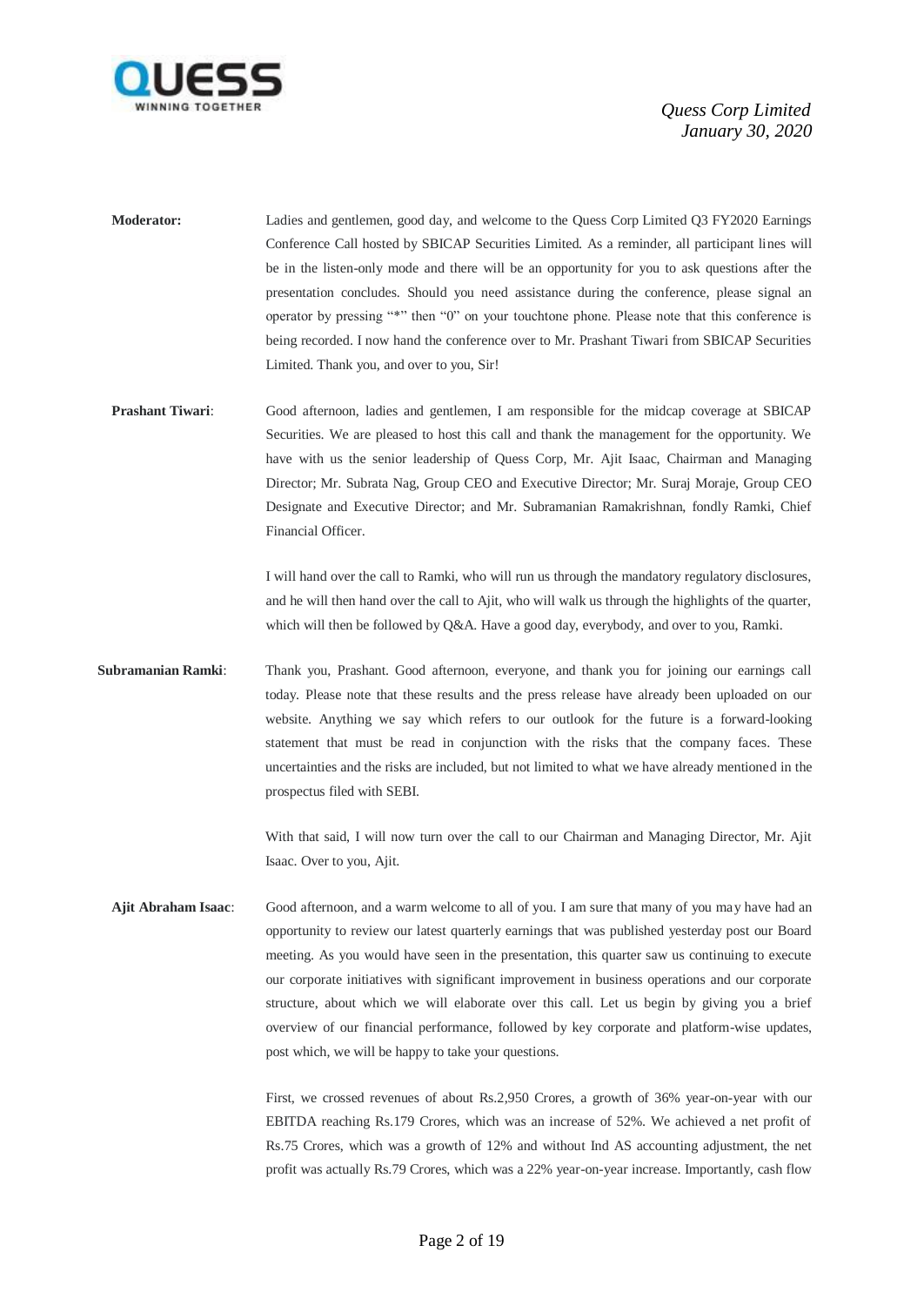**Moderator:** Ladies and gentlemen, good day, and welcome to the Quess Corp Limited Q3 FY2020 Earnings Conference Call hosted by SBICAP Securities Limited. As a reminder, all participant lines will be in the listen-only mode and there will be an opportunity for you to ask questions after the presentation concludes. Should you need assistance during the conference, please signal an operator by pressing "*" then "0" on your touchtone phone. Please note that this conference is being recorded. I now hand the conference over to Mr. Prashant Tiwari from SBICAP Securities Limited. Thank you, and over to you, Sir!

**Prashant Tiwari**: Good afternoon, ladies and gentlemen, I am responsible for the midcap coverage at SBICAP Securities. We are pleased to host this call and thank the management for the opportunity. We have with us the senior leadership of Quess Corp, Mr. Ajit Isaac, Chairman and Managing Director; Mr. Subrata Nag, Group CEO and Executive Director; Mr. Suraj Moraje, Group CEO Designate and Executive Director; and Mr. Subramanian Ramakrishnan, fondly Ramki, Chief Financial Officer.

I will hand over the call to Ramki, who will run us through the mandatory regulatory disclosures, and he will then hand over the call to Ajit, who will walk us through the highlights of the quarter, which will then be followed by Q&A. Have a good day, everybody, and over to you, Ramki.

**Subramanian Ramki**: Thank you, Prashant. Good afternoon, everyone, and thank you for joining our earnings call today. Please note that these results and the press release have already been uploaded on our website. Anything we say which refers to our outlook for the future is a forward-looking statement that must be read in conjunction with the risks that the company faces. These uncertainties and the risks are included, but not limited to what we have already mentioned in the prospectus filed with SEBI.

With that said, I will now turn over the call to our Chairman and Managing Director, Mr. Ajit Isaac. Over to you, Ajit.

**Ajit Abraham Isaac**: Good afternoon, and a warm welcome to all of you. I am sure that many of you may have had an opportunity to review our latest quarterly earnings that was published yesterday post our Board meeting. As you would have seen in the presentation, this quarter saw us continuing to execute our corporate initiatives with significant improvement in business operations and our corporate structure, about which we will elaborate over this call. Let us begin by giving you a brief overview of our financial performance, followed by key corporate and platform-wise updates, post which, we will be happy to take your questions.

First, we crossed revenues of about Rs.2,950 Crores, a growth of 36% year-on-year with our EBITDA reaching Rs.179 Crores, which was an increase of 52%. We achieved a net profit of Rs.75 Crores, which was a growth of 12% and without Ind AS accounting adjustment, the net profit was actually Rs.79 Crores, which was a 22% year-on-year increase. Importantly, cash flow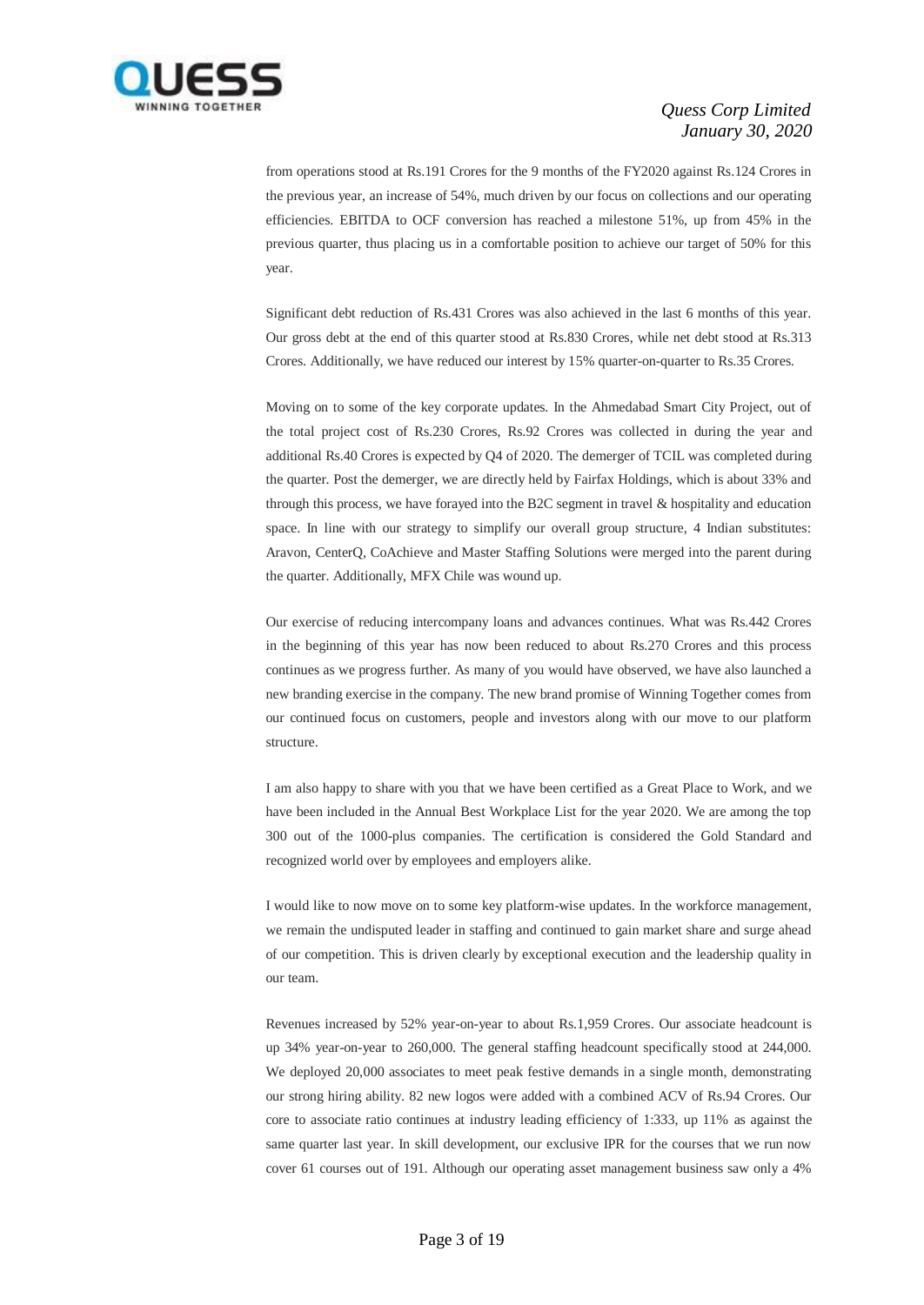from operations stood at Rs.191 Crores for the 9 months of the FY2020 against Rs.124 Crores in the previous year, an increase of 54%, much driven by our focus on collections and our operating efficiencies. EBITDA to OCF conversion has reached a milestone 51%, up from 45% in the previous quarter, thus placing us in a comfortable position to achieve our target of 50% for this year.

Significant debt reduction of Rs.431 Crores was also achieved in the last 6 months of this year. Our gross debt at the end of this quarter stood at Rs.830 Crores, while net debt stood at Rs.313 Crores. Additionally, we have reduced our interest by 15% quarter-on-quarter to Rs.35 Crores.

Moving on to some of the key corporate updates. In the Ahmedabad Smart City Project, out of the total project cost of Rs.230 Crores, Rs.92 Crores was collected in during the year and additional Rs.40 Crores is expected by Q4 of 2020. The demerger of TCIL was completed during the quarter. Post the demerger, we are directly held by Fairfax Holdings, which is about 33% and through this process, we have forayed into the B2C segment in travel & hospitality and education space. In line with our strategy to simplify our overall group structure, 4 Indian substitutes: Aravon, CenterQ, CoAchieve and Master Staffing Solutions were merged into the parent during the quarter. Additionally, MFX Chile was wound up.

Our exercise of reducing intercompany loans and advances continues. What was Rs.442 Crores in the beginning of this year has now been reduced to about Rs.270 Crores and this process continues as we progress further. As many of you would have observed, we have also launched a new branding exercise in the company. The new brand promise of Winning Together comes from our continued focus on customers, people and investors along with our move to our platform structure.

I am also happy to share with you that we have been certified as a Great Place to Work, and we have been included in the Annual Best Workplace List for the year 2020. We are among the top 300 out of the 1000-plus companies. The certification is considered the Gold Standard and recognized world over by employees and employers alike.

I would like to now move on to some key platform-wise updates. In the workforce management, we remain the undisputed leader in staffing and continued to gain market share and surge ahead of our competition. This is driven clearly by exceptional execution and the leadership quality in our team.

Revenues increased by 52% year-on-year to about Rs.1,959 Crores. Our associate headcount is up 34% year-on-year to 260,000. The general staffing headcount specifically stood at 244,000. We deployed 20,000 associates to meet peak festive demands in a single month, demonstrating our strong hiring ability. 82 new logos were added with a combined ACV of Rs.94 Crores. Our core to associate ratio continues at industry leading efficiency of 1:333, up 11% as against the same quarter last year. In skill development, our exclusive IPR for the courses that we run now cover 61 courses out of 191. Although our operating asset management business saw only a 4%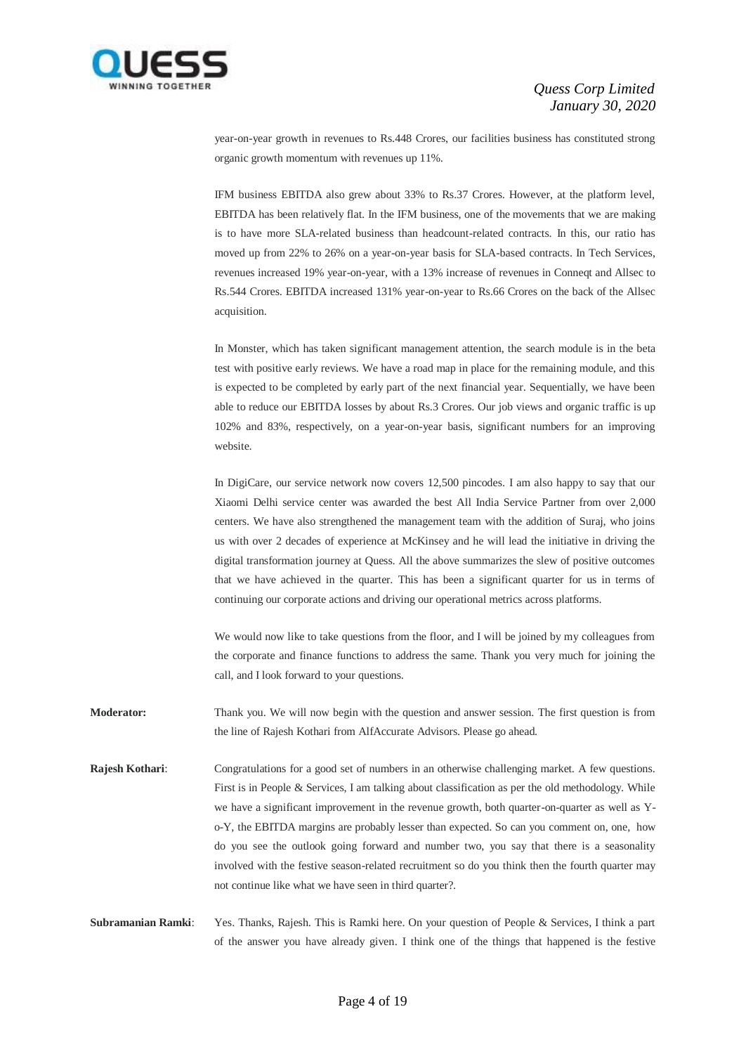year-on-year growth in revenues to Rs.448 Crores, our facilities business has constituted strong organic growth momentum with revenues up 11%.

IFM business EBITDA also grew about 33% to Rs.37 Crores. However, at the platform level, EBITDA has been relatively flat. In the IFM business, one of the movements that we are making is to have more SLA-related business than headcount-related contracts. In this, our ratio has moved up from 22% to 26% on a year-on-year basis for SLA-based contracts. In Tech Services, revenues increased 19% year-on-year, with a 13% increase of revenues in Conneqt and Allsec to Rs.544 Crores. EBITDA increased 131% year-on-year to Rs.66 Crores on the back of the Allsec acquisition.

In Monster, which has taken significant management attention, the search module is in the beta test with positive early reviews. We have a road map in place for the remaining module, and this is expected to be completed by early part of the next financial year. Sequentially, we have been able to reduce our EBITDA losses by about Rs.3 Crores. Our job views and organic traffic is up 102% and 83%, respectively, on a year-on-year basis, significant numbers for an improving website.

In DigiCare, our service network now covers 12,500 pincodes. I am also happy to say that our Xiaomi Delhi service center was awarded the best All India Service Partner from over 2,000 centers. We have also strengthened the management team with the addition of Suraj, who joins us with over 2 decades of experience at McKinsey and he will lead the initiative in driving the digital transformation journey at Quess. All the above summarizes the slew of positive outcomes that we have achieved in the quarter. This has been a significant quarter for us in terms of continuing our corporate actions and driving our operational metrics across platforms.

We would now like to take questions from the floor, and I will be joined by my colleagues from the corporate and finance functions to address the same. Thank you very much for joining the call, and I look forward to your questions.

**Moderator:** Thank you. We will now begin with the question and answer session. The first question is from the line of Rajesh Kothari from AlfAccurate Advisors. Please go ahead.

**Rajesh Kothari**: Congratulations for a good set of numbers in an otherwise challenging market. A few questions. First is in People & Services, I am talking about classification as per the old methodology. While we have a significant improvement in the revenue growth, both quarter-on-quarter as well as Y-o-Y, the EBITDA margins are probably lesser than expected. So can you comment on, one, how do you see the outlook going forward and number two, you say that there is a seasonality involved with the festive season-related recruitment so do you think then the fourth quarter may not continue like what we have seen in third quarter?.

**Subramanian Ramki**: Yes. Thanks, Rajesh. This is Ramki here. On your question of People & Services, I think a part of the answer you have already given. I think one of the things that happened is the festive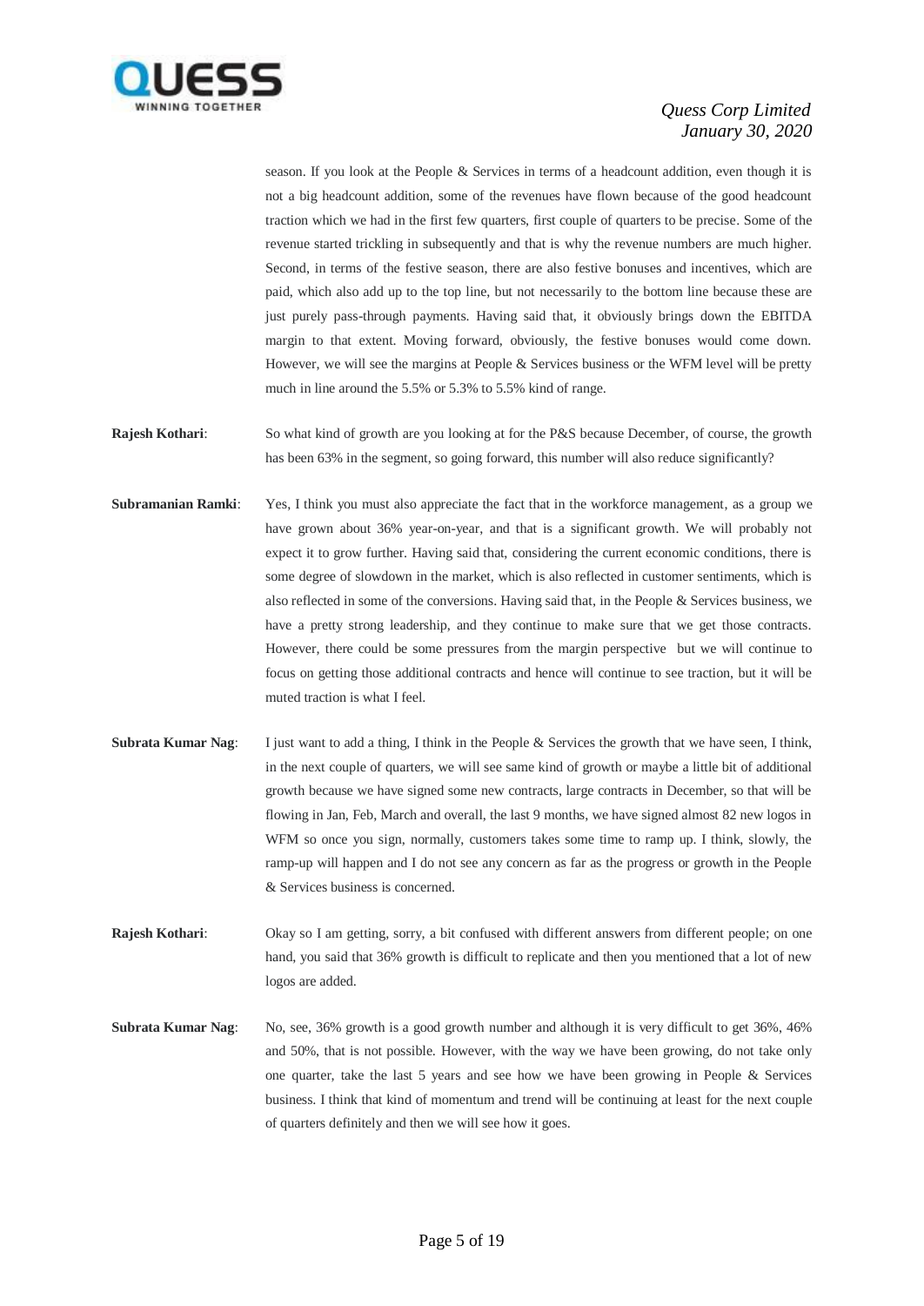season. If you look at the People & Services in terms of a headcount addition, even though it is not a big headcount addition, some of the revenues have flown because of the good headcount traction which we had in the first few quarters, first couple of quarters to be precise. Some of the revenue started trickling in subsequently and that is why the revenue numbers are much higher. Second, in terms of the festive season, there are also festive bonuses and incentives, which are paid, which also add up to the top line, but not necessarily to the bottom line because these are just purely pass-through payments. Having said that, it obviously brings down the EBITDA margin to that extent. Moving forward, obviously, the festive bonuses would come down. However, we will see the margins at People & Services business or the WFM level will be pretty much in line around the 5.5% or 5.3% to 5.5% kind of range.

**Rajesh Kothari**: So what kind of growth are you looking at for the P&S because December, of course, the growth has been 63% in the segment, so going forward, this number will also reduce significantly?

**Subramanian Ramki**: Yes, I think you must also appreciate the fact that in the workforce management, as a group we have grown about 36% year-on-year, and that is a significant growth. We will probably not expect it to grow further. Having said that, considering the current economic conditions, there is some degree of slowdown in the market, which is also reflected in customer sentiments, which is also reflected in some of the conversions. Having said that, in the People & Services business, we have a pretty strong leadership, and they continue to make sure that we get those contracts. However, there could be some pressures from the margin perspective but we will continue to focus on getting those additional contracts and hence will continue to see traction, but it will be muted traction is what I feel.

**Subrata Kumar Nag**: I just want to add a thing, I think in the People & Services the growth that we have seen, I think, in the next couple of quarters, we will see same kind of growth or maybe a little bit of additional growth because we have signed some new contracts, large contracts in December, so that will be flowing in Jan, Feb, March and overall, the last 9 months, we have signed almost 82 new logos in WFM so once you sign, normally, customers takes some time to ramp up. I think, slowly, the ramp-up will happen and I do not see any concern as far as the progress or growth in the People & Services business is concerned.

**Rajesh Kothari**: Okay so I am getting, sorry, a bit confused with different answers from different people; on one hand, you said that 36% growth is difficult to replicate and then you mentioned that a lot of new logos are added.

**Subrata Kumar Nag**: No, see, 36% growth is a good growth number and although it is very difficult to get 36%, 46% and 50%, that is not possible. However, with the way we have been growing, do not take only one quarter, take the last 5 years and see how we have been growing in People & Services business. I think that kind of momentum and trend will be continuing at least for the next couple of quarters definitely and then we will see how it goes.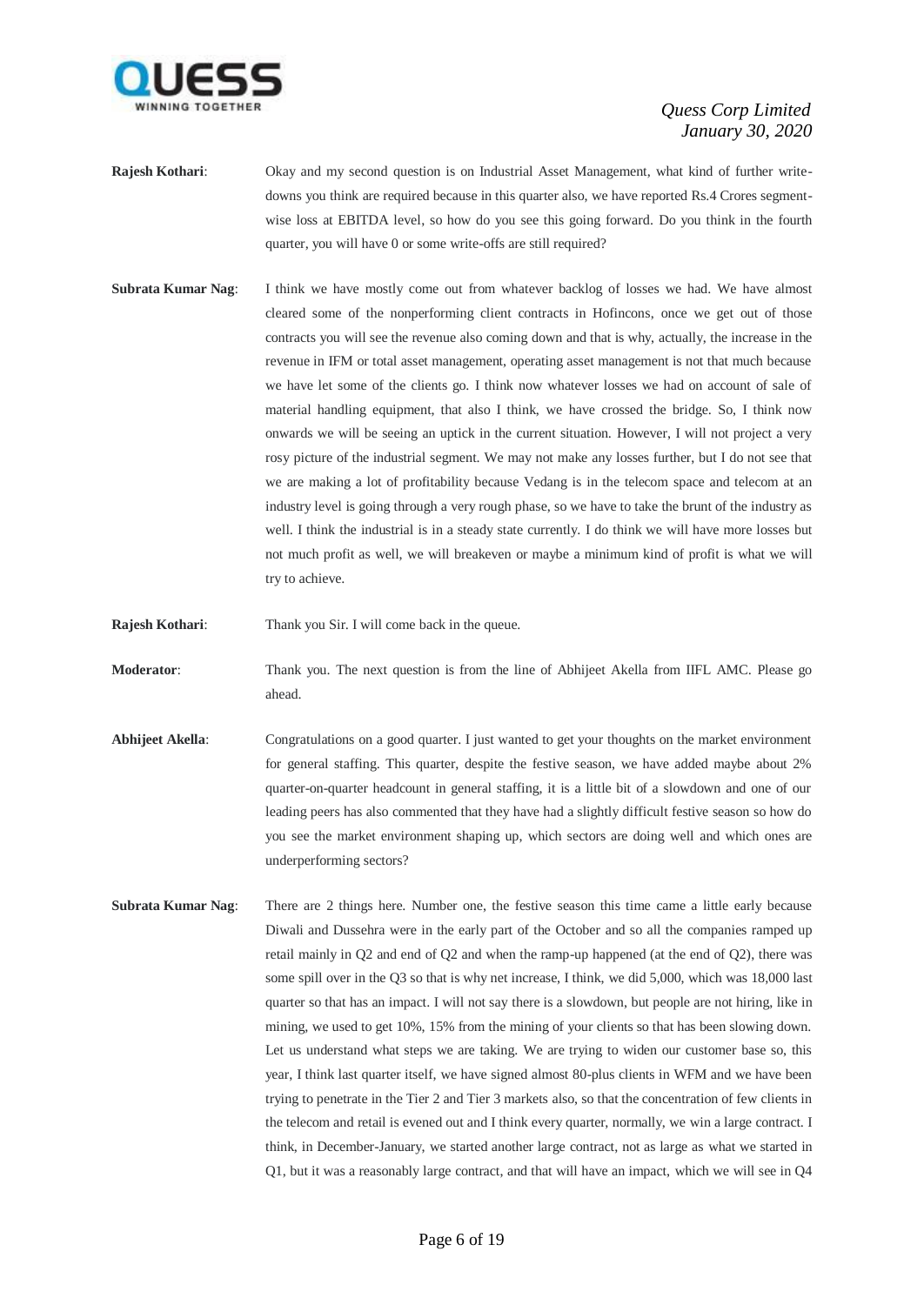**Rajesh Kothari**: Okay and my second question is on Industrial Asset Management, what kind of further write-downs you think are required because in this quarter also, we have reported Rs.4 Crores segment-wise loss at EBITDA level, so how do you see this going forward. Do you think in the fourth quarter, you will have 0 or some write-offs are still required?

**Subrata Kumar Nag**: I think we have mostly come out from whatever backlog of losses we had. We have almost cleared some of the nonperforming client contracts in Hofincons, once we get out of those contracts you will see the revenue also coming down and that is why, actually, the increase in the revenue in IFM or total asset management, operating asset management is not that much because we have let some of the clients go. I think now whatever losses we had on account of sale of material handling equipment, that also I think, we have crossed the bridge. So, I think now onwards we will be seeing an uptick in the current situation. However, I will not project a very rosy picture of the industrial segment. We may not make any losses further, but I do not see that we are making a lot of profitability because Vedang is in the telecom space and telecom at an industry level is going through a very rough phase, so we have to take the brunt of the industry as well. I think the industrial is in a steady state currently. I do think we will have more losses but not much profit as well, we will breakeven or maybe a minimum kind of profit is what we will try to achieve.

**Rajesh Kothari**: Thank you Sir. I will come back in the queue.

**Moderator**: Thank you. The next question is from the line of Abhijeet Akella from IIFL AMC. Please go ahead.

**Abhijeet Akella**: Congratulations on a good quarter. I just wanted to get your thoughts on the market environment for general staffing. This quarter, despite the festive season, we have added maybe about 2% quarter-on-quarter headcount in general staffing, it is a little bit of a slowdown and one of our leading peers has also commented that they have had a slightly difficult festive season so how do you see the market environment shaping up, which sectors are doing well and which ones are underperforming sectors?

**Subrata Kumar Nag**: There are 2 things here. Number one, the festive season this time came a little early because Diwali and Dussehra were in the early part of the October and so all the companies ramped up retail mainly in Q2 and end of Q2 and when the ramp-up happened (at the end of Q2), there was some spill over in the Q3 so that is why net increase, I think, we did 5,000, which was 18,000 last quarter so that has an impact. I will not say there is a slowdown, but people are not hiring, like in mining, we used to get 10%, 15% from the mining of your clients so that has been slowing down. Let us understand what steps we are taking. We are trying to widen our customer base so, this year, I think last quarter itself, we have signed almost 80-plus clients in WFM and we have been trying to penetrate in the Tier 2 and Tier 3 markets also, so that the concentration of few clients in the telecom and retail is evened out and I think every quarter, normally, we win a large contract. I think, in December-January, we started another large contract, not as large as what we started in Q1, but it was a reasonably large contract, and that will have an impact, which we will see in Q4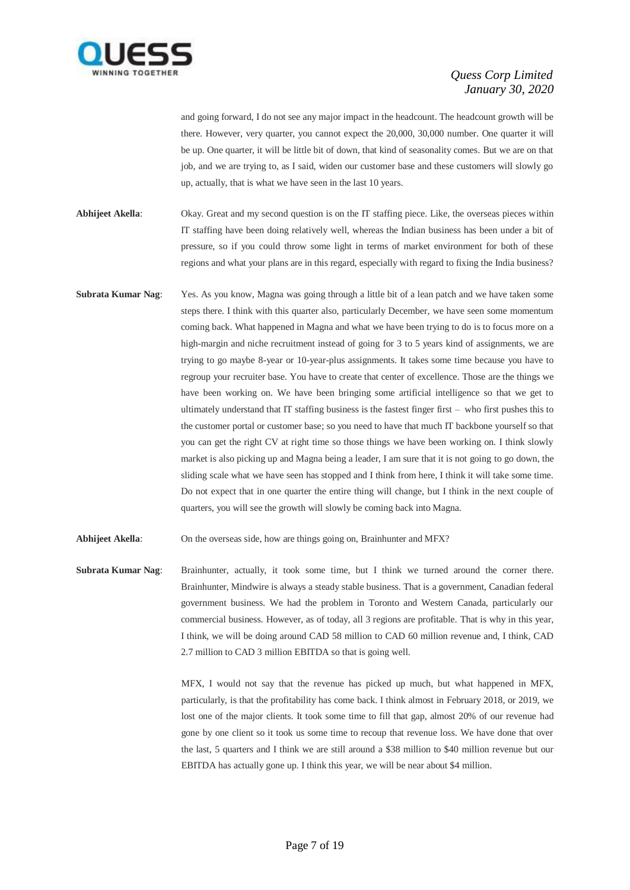and going forward, I do not see any major impact in the headcount. The headcount growth will be there. However, very quarter, you cannot expect the 20,000, 30,000 number. One quarter it will be up. One quarter, it will be little bit of down, that kind of seasonality comes. But we are on that job, and we are trying to, as I said, widen our customer base and these customers will slowly go up, actually, that is what we have seen in the last 10 years.

**Abhijeet Akella**: Okay. Great and my second question is on the IT staffing piece. Like, the overseas pieces within IT staffing have been doing relatively well, whereas the Indian business has been under a bit of pressure, so if you could throw some light in terms of market environment for both of these regions and what your plans are in this regard, especially with regard to fixing the India business?

**Subrata Kumar Nag**: Yes. As you know, Magna was going through a little bit of a lean patch and we have taken some steps there. I think with this quarter also, particularly December, we have seen some momentum coming back. What happened in Magna and what we have been trying to do is to focus more on a high-margin and niche recruitment instead of going for 3 to 5 years kind of assignments, we are trying to go maybe 8-year or 10-year-plus assignments. It takes some time because you have to regroup your recruiter base. You have to create that center of excellence. Those are the things we have been working on. We have been bringing some artificial intelligence so that we get to ultimately understand that IT staffing business is the fastest finger first – who first pushes this to the customer portal or customer base; so you need to have that much IT backbone yourself so that you can get the right CV at right time so those things we have been working on. I think slowly market is also picking up and Magna being a leader, I am sure that it is not going to go down, the sliding scale what we have seen has stopped and I think from here, I think it will take some time. Do not expect that in one quarter the entire thing will change, but I think in the next couple of quarters, you will see the growth will slowly be coming back into Magna.

**Abhijeet Akella**: On the overseas side, how are things going on, Brainhunter and MFX?

**Subrata Kumar Nag**: Brainhunter, actually, it took some time, but I think we turned around the corner there. Brainhunter, Mindwire is always a steady stable business. That is a government, Canadian federal government business. We had the problem in Toronto and Western Canada, particularly our commercial business. However, as of today, all 3 regions are profitable. That is why in this year, I think, we will be doing around CAD 58 million to CAD 60 million revenue and, I think, CAD 2.7 million to CAD 3 million EBITDA so that is going well.

MFX, I would not say that the revenue has picked up much, but what happened in MFX, particularly, is that the profitability has come back. I think almost in February 2018, or 2019, we lost one of the major clients. It took some time to fill that gap, almost 20% of our revenue had gone by one client so it took us some time to recoup that revenue loss. We have done that over the last, 5 quarters and I think we are still around a $38 million to $40 million revenue but our EBITDA has actually gone up. I think this year, we will be near about $4 million.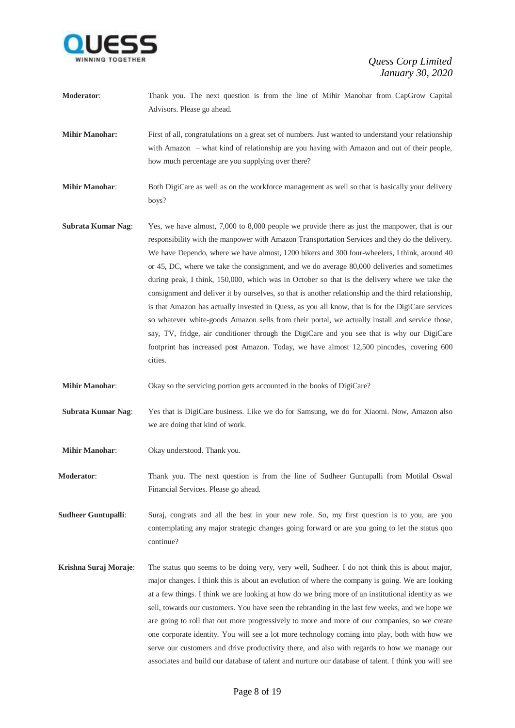**Moderator**: Thank you. The next question is from the line of Mihir Manohar from CapGrow Capital Advisors. Please go ahead.

**Mihir Manohar:** First of all, congratulations on a great set of numbers. Just wanted to understand your relationship with Amazon – what kind of relationship are you having with Amazon and out of their people, how much percentage are you supplying over there?

**Mihir Manohar**: Both DigiCare as well as on the workforce management as well so that is basically your delivery boys?

**Subrata Kumar Nag**: Yes, we have almost, 7,000 to 8,000 people we provide there as just the manpower, that is our responsibility with the manpower with Amazon Transportation Services and they do the delivery. We have Dependo, where we have almost, 1200 bikers and 300 four-wheelers, I think, around 40 or 45, DC, where we take the consignment, and we do average 80,000 deliveries and sometimes during peak, I think, 150,000, which was in October so that is the delivery where we take the consignment and deliver it by ourselves, so that is another relationship and the third relationship, is that Amazon has actually invested in Quess, as you all know, that is for the DigiCare services so whatever white-goods Amazon sells from their portal, we actually install and service those, say, TV, fridge, air conditioner through the DigiCare and you see that is why our DigiCare footprint has increased post Amazon. Today, we have almost 12,500 pincodes, covering 600 cities.

**Mihir Manohar**: Okay so the servicing portion gets accounted in the books of DigiCare?

**Subrata Kumar Nag**: Yes that is DigiCare business. Like we do for Samsung, we do for Xiaomi. Now, Amazon also we are doing that kind of work.

**Mihir Manohar**: Okay understood. Thank you.

**Moderator**: Thank you. The next question is from the line of Sudheer Guntupalli from Motilal Oswal Financial Services. Please go ahead.

**Sudheer Guntupalli**: Suraj, congrats and all the best in your new role. So, my first question is to you, are you contemplating any major strategic changes going forward or are you going to let the status quo continue?

**Krishna Suraj Moraje**: The status quo seems to be doing very, very well, Sudheer. I do not think this is about major, major changes. I think this is about an evolution of where the company is going. We are looking at a few things. I think we are looking at how do we bring more of an institutional identity as we sell, towards our customers. You have seen the rebranding in the last few weeks, and we hope we are going to roll that out more progressively to more and more of our companies, so we create one corporate identity. You will see a lot more technology coming into play, both with how we serve our customers and drive productivity there, and also with regards to how we manage our associates and build our database of talent and nurture our database of talent. I think you will see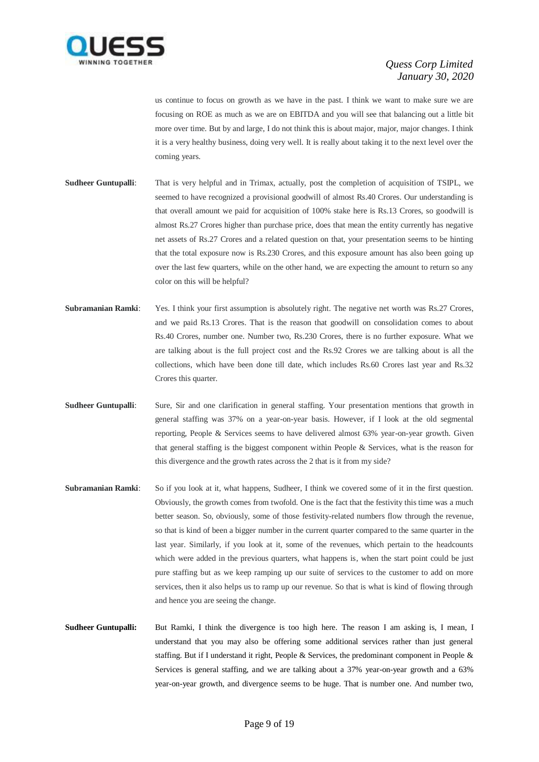us continue to focus on growth as we have in the past. I think we want to make sure we are focusing on ROE as much as we are on EBITDA and you will see that balancing out a little bit more over time. But by and large, I do not think this is about major, major, major changes. I think it is a very healthy business, doing very well. It is really about taking it to the next level over the coming years.

**Sudheer Guntupalli**: That is very helpful and in Trimax, actually, post the completion of acquisition of TSIPL, we seemed to have recognized a provisional goodwill of almost Rs.40 Crores. Our understanding is that overall amount we paid for acquisition of 100% stake here is Rs.13 Crores, so goodwill is almost Rs.27 Crores higher than purchase price, does that mean the entity currently has negative net assets of Rs.27 Crores and a related question on that, your presentation seems to be hinting that the total exposure now is Rs.230 Crores, and this exposure amount has also been going up over the last few quarters, while on the other hand, we are expecting the amount to return so any color on this will be helpful?

**Subramanian Ramki**: Yes. I think your first assumption is absolutely right. The negative net worth was Rs.27 Crores, and we paid Rs.13 Crores. That is the reason that goodwill on consolidation comes to about Rs.40 Crores, number one. Number two, Rs.230 Crores, there is no further exposure. What we are talking about is the full project cost and the Rs.92 Crores we are talking about is all the collections, which have been done till date, which includes Rs.60 Crores last year and Rs.32 Crores this quarter.

**Sudheer Guntupalli**: Sure, Sir and one clarification in general staffing. Your presentation mentions that growth in general staffing was 37% on a year-on-year basis. However, if I look at the old segmental reporting, People & Services seems to have delivered almost 63% year-on-year growth. Given that general staffing is the biggest component within People & Services, what is the reason for this divergence and the growth rates across the 2 that is it from my side?

**Subramanian Ramki**: So if you look at it, what happens, Sudheer, I think we covered some of it in the first question. Obviously, the growth comes from twofold. One is the fact that the festivity this time was a much better season. So, obviously, some of those festivity-related numbers flow through the revenue, so that is kind of been a bigger number in the current quarter compared to the same quarter in the last year. Similarly, if you look at it, some of the revenues, which pertain to the headcounts which were added in the previous quarters, what happens is, when the start point could be just pure staffing but as we keep ramping up our suite of services to the customer to add on more services, then it also helps us to ramp up our revenue. So that is what is kind of flowing through and hence you are seeing the change.

**Sudheer Guntupalli:** But Ramki, I think the divergence is too high here. The reason I am asking is, I mean, I understand that you may also be offering some additional services rather than just general staffing. But if I understand it right, People & Services, the predominant component in People & Services is general staffing, and we are talking about a 37% year-on-year growth and a 63% year-on-year growth, and divergence seems to be huge. That is number one. And number two,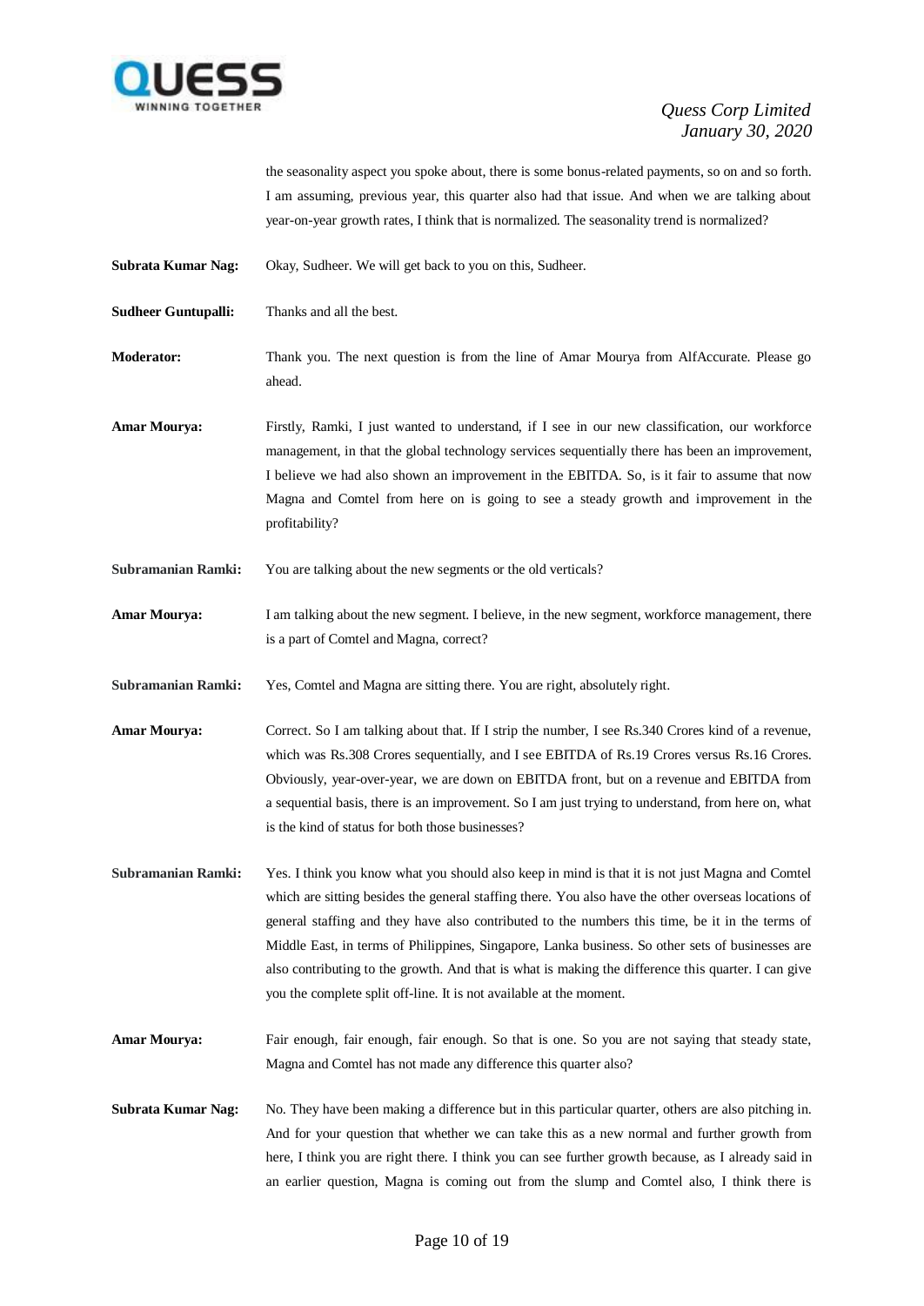the seasonality aspect you spoke about, there is some bonus-related payments, so on and so forth. I am assuming, previous year, this quarter also had that issue. And when we are talking about year-on-year growth rates, I think that is normalized. The seasonality trend is normalized?

**Subrata Kumar Nag:** Okay, Sudheer. We will get back to you on this, Sudheer.

**Sudheer Guntupalli:** Thanks and all the best.

**Moderator:** Thank you. The next question is from the line of Amar Mourya from AlfAccurate. Please go ahead.

**Amar Mourya:** Firstly, Ramki, I just wanted to understand, if I see in our new classification, our workforce management, in that the global technology services sequentially there has been an improvement, I believe we had also shown an improvement in the EBITDA. So, is it fair to assume that now Magna and Comtel from here on is going to see a steady growth and improvement in the profitability?

**Subramanian Ramki:** You are talking about the new segments or the old verticals?

**Amar Mourya:** I am talking about the new segment. I believe, in the new segment, workforce management, there is a part of Comtel and Magna, correct?

**Subramanian Ramki:** Yes, Comtel and Magna are sitting there. You are right, absolutely right.

**Amar Mourya:** Correct. So I am talking about that. If I strip the number, I see Rs.340 Crores kind of a revenue, which was Rs.308 Crores sequentially, and I see EBITDA of Rs.19 Crores versus Rs.16 Crores. Obviously, year-over-year, we are down on EBITDA front, but on a revenue and EBITDA from a sequential basis, there is an improvement. So I am just trying to understand, from here on, what is the kind of status for both those businesses?

**Subramanian Ramki:** Yes. I think you know what you should also keep in mind is that it is not just Magna and Comtel which are sitting besides the general staffing there. You also have the other overseas locations of general staffing and they have also contributed to the numbers this time, be it in the terms of Middle East, in terms of Philippines, Singapore, Lanka business. So other sets of businesses are also contributing to the growth. And that is what is making the difference this quarter. I can give you the complete split off-line. It is not available at the moment.

**Amar Mourya:** Fair enough, fair enough, fair enough. So that is one. So you are not saying that steady state, Magna and Comtel has not made any difference this quarter also?

**Subrata Kumar Nag:** No. They have been making a difference but in this particular quarter, others are also pitching in. And for your question that whether we can take this as a new normal and further growth from here, I think you are right there. I think you can see further growth because, as I already said in an earlier question, Magna is coming out from the slump and Comtel also, I think there is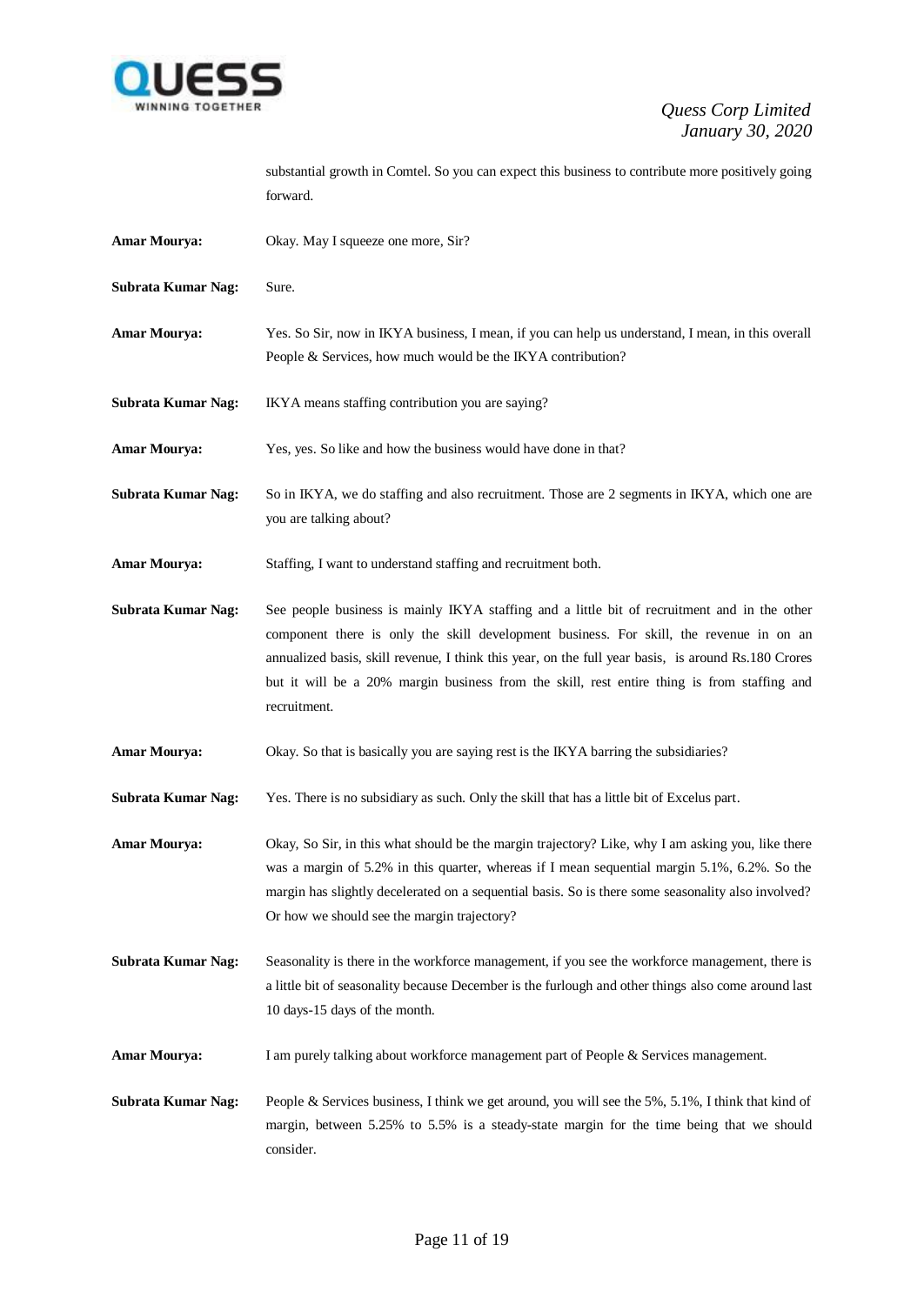substantial growth in Comtel. So you can expect this business to contribute more positively going forward.

**Amar Mourya:** Okay. May I squeeze one more, Sir?

**Subrata Kumar Nag:** Sure.

**Amar Mourya:** Yes. So Sir, now in IKYA business, I mean, if you can help us understand, I mean, in this overall People & Services, how much would be the IKYA contribution?

**Subrata Kumar Nag:** IKYA means staffing contribution you are saying?

**Amar Mourya:** Yes, yes. So like and how the business would have done in that?

**Subrata Kumar Nag:** So in IKYA, we do staffing and also recruitment. Those are 2 segments in IKYA, which one are you talking about?

**Amar Mourya:** Staffing, I want to understand staffing and recruitment both.

**Subrata Kumar Nag:** See people business is mainly IKYA staffing and a little bit of recruitment and in the other component there is only the skill development business. For skill, the revenue in on an annualized basis, skill revenue, I think this year, on the full year basis, is around Rs.180 Crores but it will be a 20% margin business from the skill, rest entire thing is from staffing and recruitment.

**Amar Mourya:** Okay. So that is basically you are saying rest is the IKYA barring the subsidiaries?

**Subrata Kumar Nag:** Yes. There is no subsidiary as such. Only the skill that has a little bit of Excelus part.

**Amar Mourya:** Okay, So Sir, in this what should be the margin trajectory? Like, why I am asking you, like there was a margin of 5.2% in this quarter, whereas if I mean sequential margin 5.1%, 6.2%. So the margin has slightly decelerated on a sequential basis. So is there some seasonality also involved? Or how we should see the margin trajectory?

**Subrata Kumar Nag:** Seasonality is there in the workforce management, if you see the workforce management, there is a little bit of seasonality because December is the furlough and other things also come around last 10 days-15 days of the month.

**Amar Mourya:** I am purely talking about workforce management part of People & Services management.

**Subrata Kumar Nag:** People & Services business, I think we get around, you will see the 5%, 5.1%, I think that kind of margin, between 5.25% to 5.5% is a steady-state margin for the time being that we should consider.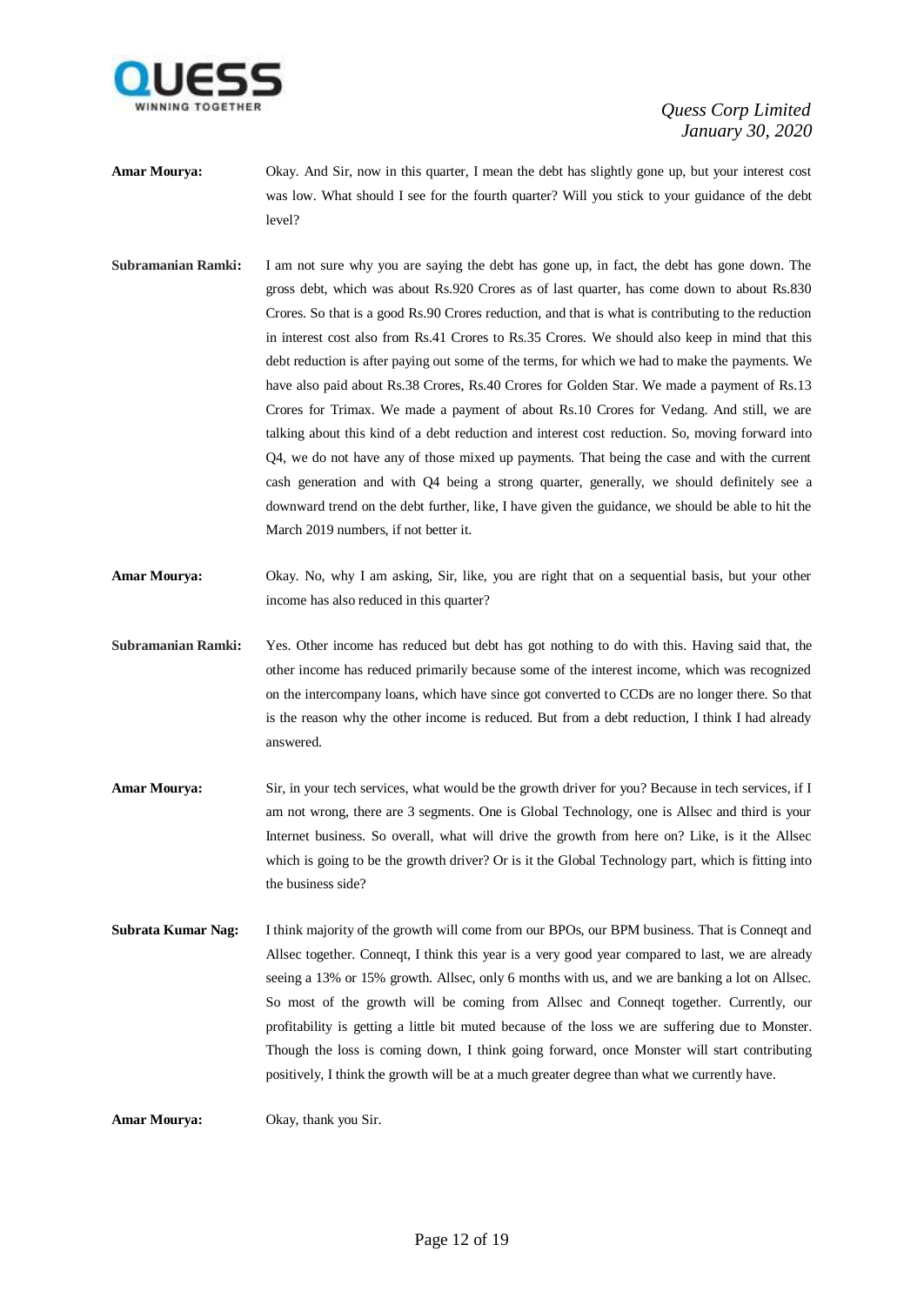**Amar Mourya:** Okay. And Sir, now in this quarter, I mean the debt has slightly gone up, but your interest cost was low. What should I see for the fourth quarter? Will you stick to your guidance of the debt level?

**Subramanian Ramki:** I am not sure why you are saying the debt has gone up, in fact, the debt has gone down. The gross debt, which was about Rs.920 Crores as of last quarter, has come down to about Rs.830 Crores. So that is a good Rs.90 Crores reduction, and that is what is contributing to the reduction in interest cost also from Rs.41 Crores to Rs.35 Crores. We should also keep in mind that this debt reduction is after paying out some of the terms, for which we had to make the payments. We have also paid about Rs.38 Crores, Rs.40 Crores for Golden Star. We made a payment of Rs.13 Crores for Trimax. We made a payment of about Rs.10 Crores for Vedang. And still, we are talking about this kind of a debt reduction and interest cost reduction. So, moving forward into Q4, we do not have any of those mixed up payments. That being the case and with the current cash generation and with Q4 being a strong quarter, generally, we should definitely see a downward trend on the debt further, like, I have given the guidance, we should be able to hit the March 2019 numbers, if not better it.

**Amar Mourya:** Okay. No, why I am asking, Sir, like, you are right that on a sequential basis, but your other income has also reduced in this quarter?

**Subramanian Ramki:** Yes. Other income has reduced but debt has got nothing to do with this. Having said that, the other income has reduced primarily because some of the interest income, which was recognized on the intercompany loans, which have since got converted to CCDs are no longer there. So that is the reason why the other income is reduced. But from a debt reduction, I think I had already answered.

**Amar Mourya:** Sir, in your tech services, what would be the growth driver for you? Because in tech services, if I am not wrong, there are 3 segments. One is Global Technology, one is Allsec and third is your Internet business. So overall, what will drive the growth from here on? Like, is it the Allsec which is going to be the growth driver? Or is it the Global Technology part, which is fitting into the business side?

**Subrata Kumar Nag:** I think majority of the growth will come from our BPOs, our BPM business. That is Conneqt and Allsec together. Conneqt, I think this year is a very good year compared to last, we are already seeing a 13% or 15% growth. Allsec, only 6 months with us, and we are banking a lot on Allsec. So most of the growth will be coming from Allsec and Conneqt together. Currently, our profitability is getting a little bit muted because of the loss we are suffering due to Monster. Though the loss is coming down, I think going forward, once Monster will start contributing positively, I think the growth will be at a much greater degree than what we currently have.

**Amar Mourya:** Okay, thank you Sir.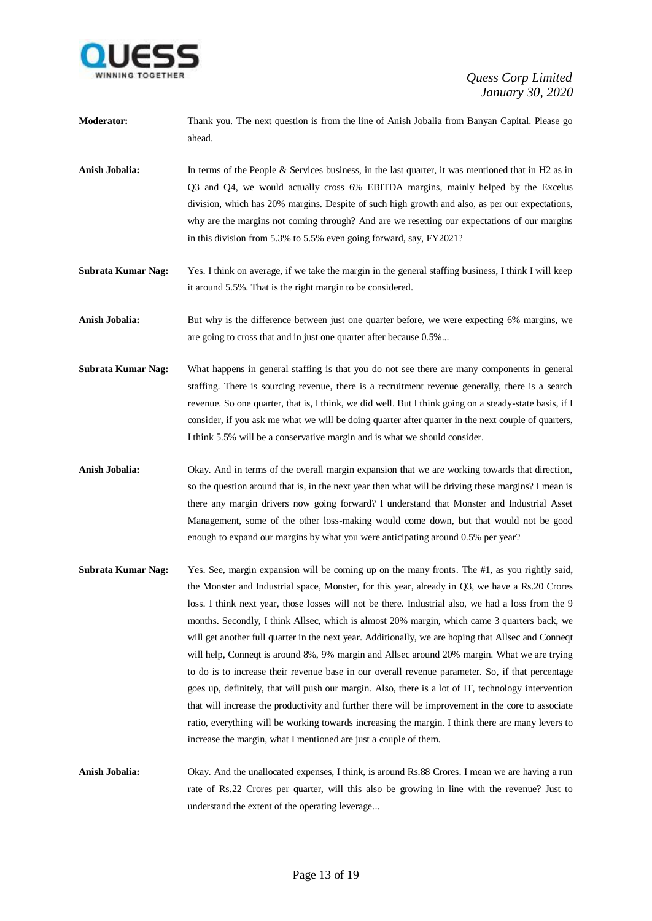**Moderator:** Thank you. The next question is from the line of Anish Jobalia from Banyan Capital. Please go ahead.

**Anish Jobalia:** In terms of the People & Services business, in the last quarter, it was mentioned that in H2 as in Q3 and Q4, we would actually cross 6% EBITDA margins, mainly helped by the Excelus division, which has 20% margins. Despite of such high growth and also, as per our expectations, why are the margins not coming through? And are we resetting our expectations of our margins in this division from 5.3% to 5.5% even going forward, say, FY2021?

**Subrata Kumar Nag:** Yes. I think on average, if we take the margin in the general staffing business, I think I will keep it around 5.5%. That is the right margin to be considered.

**Anish Jobalia:** But why is the difference between just one quarter before, we were expecting 6% margins, we are going to cross that and in just one quarter after because 0.5%...

**Subrata Kumar Nag:** What happens in general staffing is that you do not see there are many components in general staffing. There is sourcing revenue, there is a recruitment revenue generally, there is a search revenue. So one quarter, that is, I think, we did well. But I think going on a steady-state basis, if I consider, if you ask me what we will be doing quarter after quarter in the next couple of quarters, I think 5.5% will be a conservative margin and is what we should consider.

**Anish Jobalia:** Okay. And in terms of the overall margin expansion that we are working towards that direction, so the question around that is, in the next year then what will be driving these margins? I mean is there any margin drivers now going forward? I understand that Monster and Industrial Asset Management, some of the other loss-making would come down, but that would not be good enough to expand our margins by what you were anticipating around 0.5% per year?

**Subrata Kumar Nag:** Yes. See, margin expansion will be coming up on the many fronts. The #1, as you rightly said, the Monster and Industrial space, Monster, for this year, already in Q3, we have a Rs.20 Crores loss. I think next year, those losses will not be there. Industrial also, we had a loss from the 9 months. Secondly, I think Allsec, which is almost 20% margin, which came 3 quarters back, we will get another full quarter in the next year. Additionally, we are hoping that Allsec and Conneqt will help, Conneqt is around 8%, 9% margin and Allsec around 20% margin. What we are trying to do is to increase their revenue base in our overall revenue parameter. So, if that percentage goes up, definitely, that will push our margin. Also, there is a lot of IT, technology intervention that will increase the productivity and further there will be improvement in the core to associate ratio, everything will be working towards increasing the margin. I think there are many levers to increase the margin, what I mentioned are just a couple of them.

**Anish Jobalia:** Okay. And the unallocated expenses, I think, is around Rs.88 Crores. I mean we are having a run rate of Rs.22 Crores per quarter, will this also be growing in line with the revenue? Just to understand the extent of the operating leverage...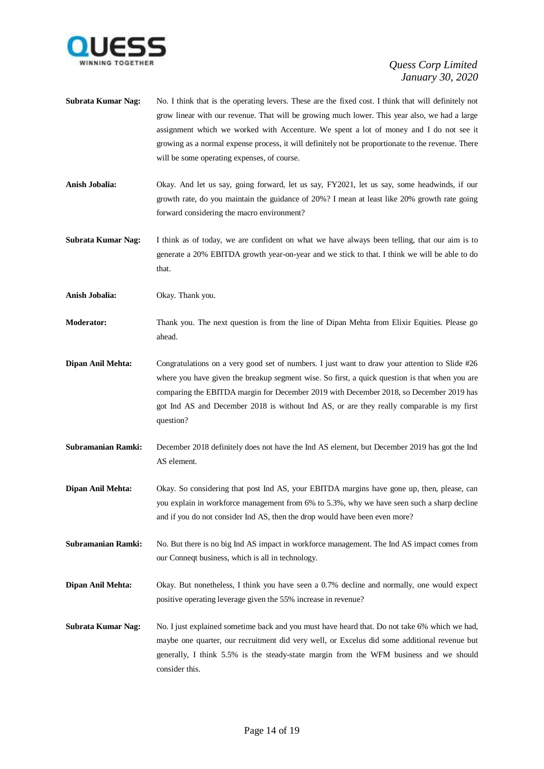**Subrata Kumar Nag:** No. I think that is the operating levers. These are the fixed cost. I think that will definitely not grow linear with our revenue. That will be growing much lower. This year also, we had a large assignment which we worked with Accenture. We spent a lot of money and I do not see it growing as a normal expense process, it will definitely not be proportionate to the revenue. There will be some operating expenses, of course.

**Anish Jobalia:** Okay. And let us say, going forward, let us say, FY2021, let us say, some headwinds, if our growth rate, do you maintain the guidance of 20%? I mean at least like 20% growth rate going forward considering the macro environment?

**Subrata Kumar Nag:** I think as of today, we are confident on what we have always been telling, that our aim is to generate a 20% EBITDA growth year-on-year and we stick to that. I think we will be able to do that.

**Anish Jobalia:** Okay. Thank you.

**Moderator:** Thank you. The next question is from the line of Dipan Mehta from Elixir Equities. Please go ahead.

**Dipan Anil Mehta:** Congratulations on a very good set of numbers. I just want to draw your attention to Slide #26 where you have given the breakup segment wise. So first, a quick question is that when you are comparing the EBITDA margin for December 2019 with December 2018, so December 2019 has got Ind AS and December 2018 is without Ind AS, or are they really comparable is my first question?

**Subramanian Ramki:** December 2018 definitely does not have the Ind AS element, but December 2019 has got the Ind AS element.

**Dipan Anil Mehta:** Okay. So considering that post Ind AS, your EBITDA margins have gone up, then, please, can you explain in workforce management from 6% to 5.3%, why we have seen such a sharp decline and if you do not consider Ind AS, then the drop would have been even more?

**Subramanian Ramki:** No. But there is no big Ind AS impact in workforce management. The Ind AS impact comes from our Conneqt business, which is all in technology.

**Dipan Anil Mehta:** Okay. But nonetheless, I think you have seen a 0.7% decline and normally, one would expect positive operating leverage given the 55% increase in revenue?

**Subrata Kumar Nag:** No. I just explained sometime back and you must have heard that. Do not take 6% which we had, maybe one quarter, our recruitment did very well, or Excelus did some additional revenue but generally, I think 5.5% is the steady-state margin from the WFM business and we should consider this.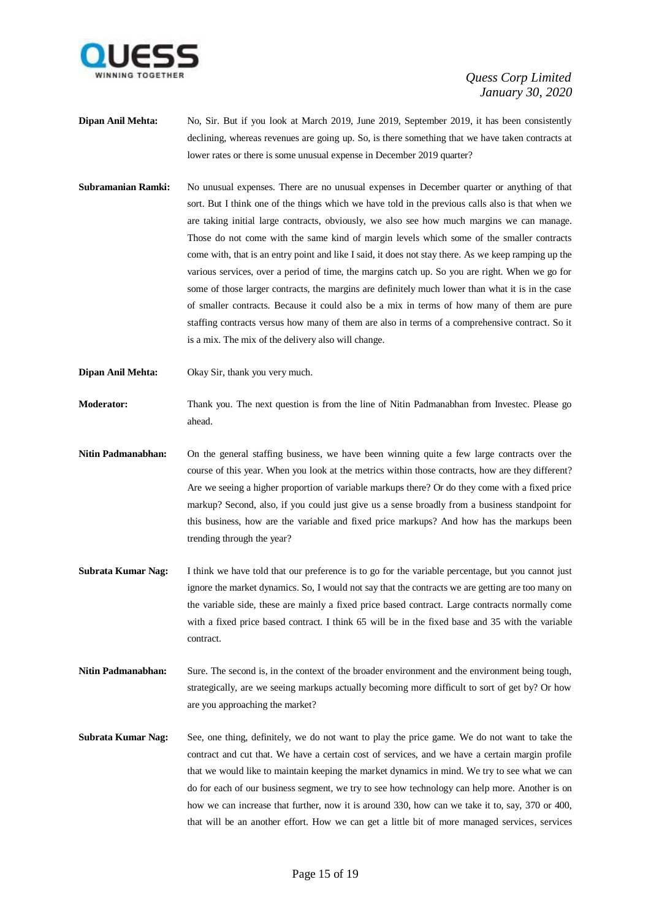**Dipan Anil Mehta:** No, Sir. But if you look at March 2019, June 2019, September 2019, it has been consistently declining, whereas revenues are going up. So, is there something that we have taken contracts at lower rates or there is some unusual expense in December 2019 quarter?

**Subramanian Ramki:** No unusual expenses. There are no unusual expenses in December quarter or anything of that sort. But I think one of the things which we have told in the previous calls also is that when we are taking initial large contracts, obviously, we also see how much margins we can manage. Those do not come with the same kind of margin levels which some of the smaller contracts come with, that is an entry point and like I said, it does not stay there. As we keep ramping up the various services, over a period of time, the margins catch up. So you are right. When we go for some of those larger contracts, the margins are definitely much lower than what it is in the case of smaller contracts. Because it could also be a mix in terms of how many of them are pure staffing contracts versus how many of them are also in terms of a comprehensive contract. So it is a mix. The mix of the delivery also will change.

**Dipan Anil Mehta:** Okay Sir, thank you very much.

**Moderator:** Thank you. The next question is from the line of Nitin Padmanabhan from Investec. Please go ahead.

**Nitin Padmanabhan:** On the general staffing business, we have been winning quite a few large contracts over the course of this year. When you look at the metrics within those contracts, how are they different? Are we seeing a higher proportion of variable markups there? Or do they come with a fixed price markup? Second, also, if you could just give us a sense broadly from a business standpoint for this business, how are the variable and fixed price markups? And how has the markups been trending through the year?

**Subrata Kumar Nag:** I think we have told that our preference is to go for the variable percentage, but you cannot just ignore the market dynamics. So, I would not say that the contracts we are getting are too many on the variable side, these are mainly a fixed price based contract. Large contracts normally come with a fixed price based contract. I think 65 will be in the fixed base and 35 with the variable contract.

**Nitin Padmanabhan:** Sure. The second is, in the context of the broader environment and the environment being tough, strategically, are we seeing markups actually becoming more difficult to sort of get by? Or how are you approaching the market?

**Subrata Kumar Nag:** See, one thing, definitely, we do not want to play the price game. We do not want to take the contract and cut that. We have a certain cost of services, and we have a certain margin profile that we would like to maintain keeping the market dynamics in mind. We try to see what we can do for each of our business segment, we try to see how technology can help more. Another is on how we can increase that further, now it is around 330, how can we take it to, say, 370 or 400, that will be an another effort. How we can get a little bit of more managed services, services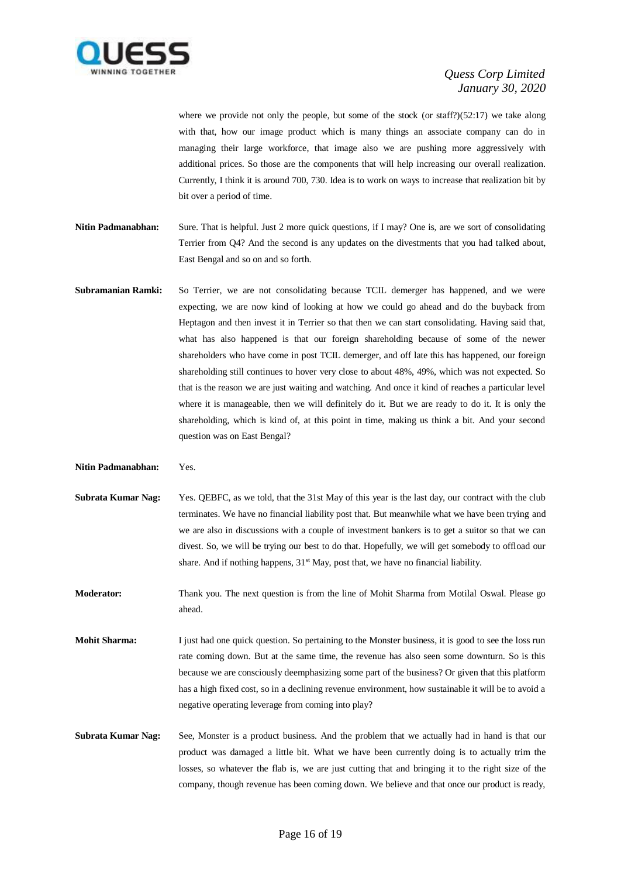where we provide not only the people, but some of the stock (or staff?)(52:17) we take along with that, how our image product which is many things an associate company can do in managing their large workforce, that image also we are pushing more aggressively with additional prices. So those are the components that will help increasing our overall realization. Currently, I think it is around 700, 730. Idea is to work on ways to increase that realization bit by bit over a period of time.

**Nitin Padmanabhan:** Sure. That is helpful. Just 2 more quick questions, if I may? One is, are we sort of consolidating Terrier from Q4? And the second is any updates on the divestments that you had talked about, East Bengal and so on and so forth.

**Subramanian Ramki:** So Terrier, we are not consolidating because TCIL demerger has happened, and we were expecting, we are now kind of looking at how we could go ahead and do the buyback from Heptagon and then invest it in Terrier so that then we can start consolidating. Having said that, what has also happened is that our foreign shareholding because of some of the newer shareholders who have come in post TCIL demerger, and off late this has happened, our foreign shareholding still continues to hover very close to about 48%, 49%, which was not expected. So that is the reason we are just waiting and watching. And once it kind of reaches a particular level where it is manageable, then we will definitely do it. But we are ready to do it. It is only the shareholding, which is kind of, at this point in time, making us think a bit. And your second question was on East Bengal?

**Nitin Padmanabhan:** Yes.

**Subrata Kumar Nag:** Yes. QEBFC, as we told, that the 31st May of this year is the last day, our contract with the club terminates. We have no financial liability post that. But meanwhile what we have been trying and we are also in discussions with a couple of investment bankers is to get a suitor so that we can divest. So, we will be trying our best to do that. Hopefully, we will get somebody to offload our share. And if nothing happens, 31st May, post that, we have no financial liability.

**Moderator:** Thank you. The next question is from the line of Mohit Sharma from Motilal Oswal. Please go ahead.

**Mohit Sharma:** I just had one quick question. So pertaining to the Monster business, it is good to see the loss run rate coming down. But at the same time, the revenue has also seen some downturn. So is this because we are consciously deemphasizing some part of the business? Or given that this platform has a high fixed cost, so in a declining revenue environment, how sustainable it will be to avoid a negative operating leverage from coming into play?

**Subrata Kumar Nag:** See, Monster is a product business. And the problem that we actually had in hand is that our product was damaged a little bit. What we have been currently doing is to actually trim the losses, so whatever the flab is, we are just cutting that and bringing it to the right size of the company, though revenue has been coming down. We believe and that once our product is ready,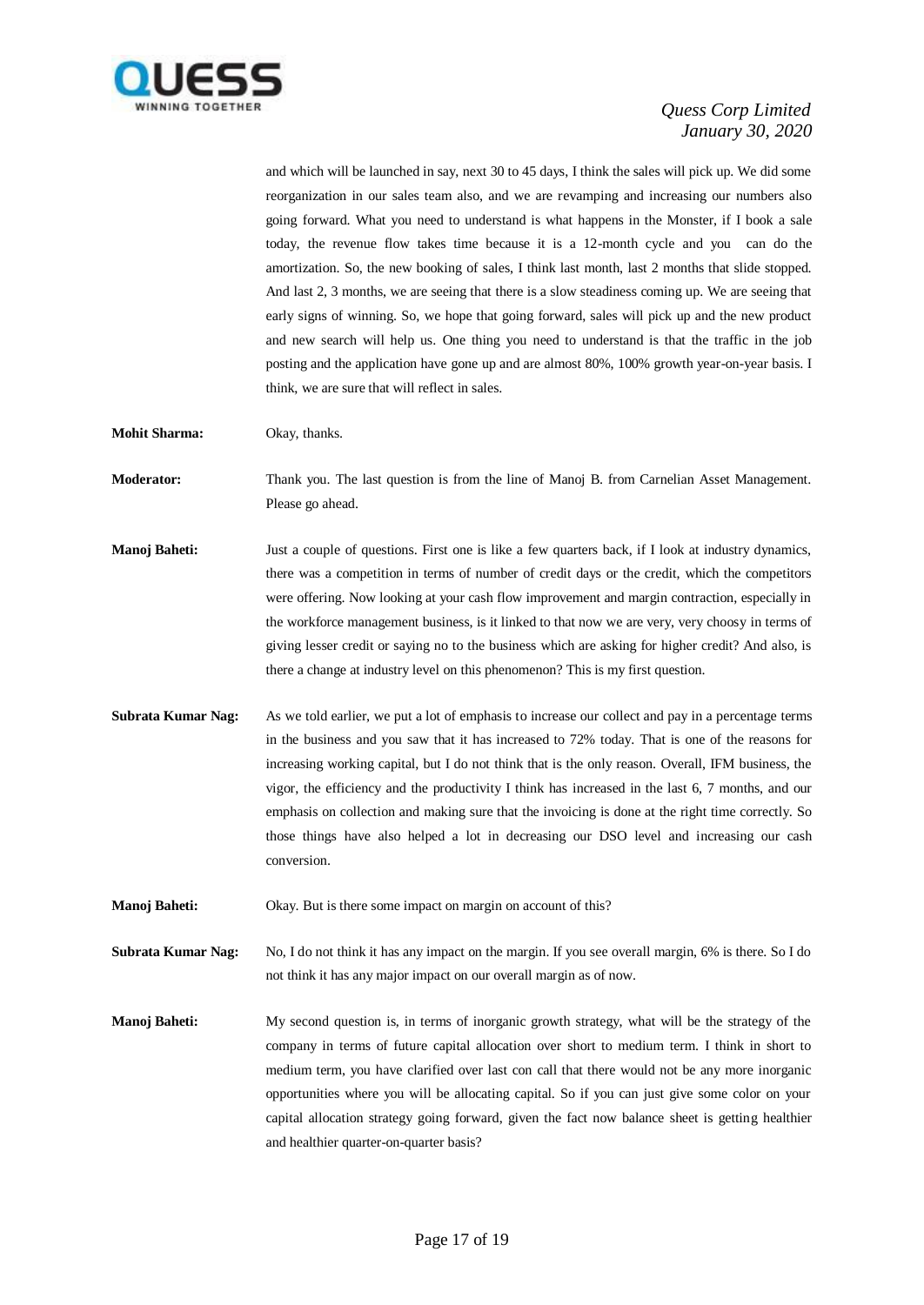and which will be launched in say, next 30 to 45 days, I think the sales will pick up. We did some reorganization in our sales team also, and we are revamping and increasing our numbers also going forward. What you need to understand is what happens in the Monster, if I book a sale today, the revenue flow takes time because it is a 12-month cycle and you can do the amortization. So, the new booking of sales, I think last month, last 2 months that slide stopped. And last 2, 3 months, we are seeing that there is a slow steadiness coming up. We are seeing that early signs of winning. So, we hope that going forward, sales will pick up and the new product and new search will help us. One thing you need to understand is that the traffic in the job posting and the application have gone up and are almost 80%, 100% growth year-on-year basis. I think, we are sure that will reflect in sales.

**Mohit Sharma:** Okay, thanks.

**Moderator:** Thank you. The last question is from the line of Manoj B. from Carnelian Asset Management. Please go ahead.

**Manoj Baheti:** Just a couple of questions. First one is like a few quarters back, if I look at industry dynamics, there was a competition in terms of number of credit days or the credit, which the competitors were offering. Now looking at your cash flow improvement and margin contraction, especially in the workforce management business, is it linked to that now we are very, very choosy in terms of giving lesser credit or saying no to the business which are asking for higher credit? And also, is there a change at industry level on this phenomenon? This is my first question.

**Subrata Kumar Nag:** As we told earlier, we put a lot of emphasis to increase our collect and pay in a percentage terms in the business and you saw that it has increased to 72% today. That is one of the reasons for increasing working capital, but I do not think that is the only reason. Overall, IFM business, the vigor, the efficiency and the productivity I think has increased in the last 6, 7 months, and our emphasis on collection and making sure that the invoicing is done at the right time correctly. So those things have also helped a lot in decreasing our DSO level and increasing our cash conversion.

**Manoj Baheti:** Okay. But is there some impact on margin on account of this?

**Subrata Kumar Nag:** No, I do not think it has any impact on the margin. If you see overall margin, 6% is there. So I do not think it has any major impact on our overall margin as of now.

**Manoj Baheti:** My second question is, in terms of inorganic growth strategy, what will be the strategy of the company in terms of future capital allocation over short to medium term. I think in short to medium term, you have clarified over last con call that there would not be any more inorganic opportunities where you will be allocating capital. So if you can just give some color on your capital allocation strategy going forward, given the fact now balance sheet is getting healthier and healthier quarter-on-quarter basis?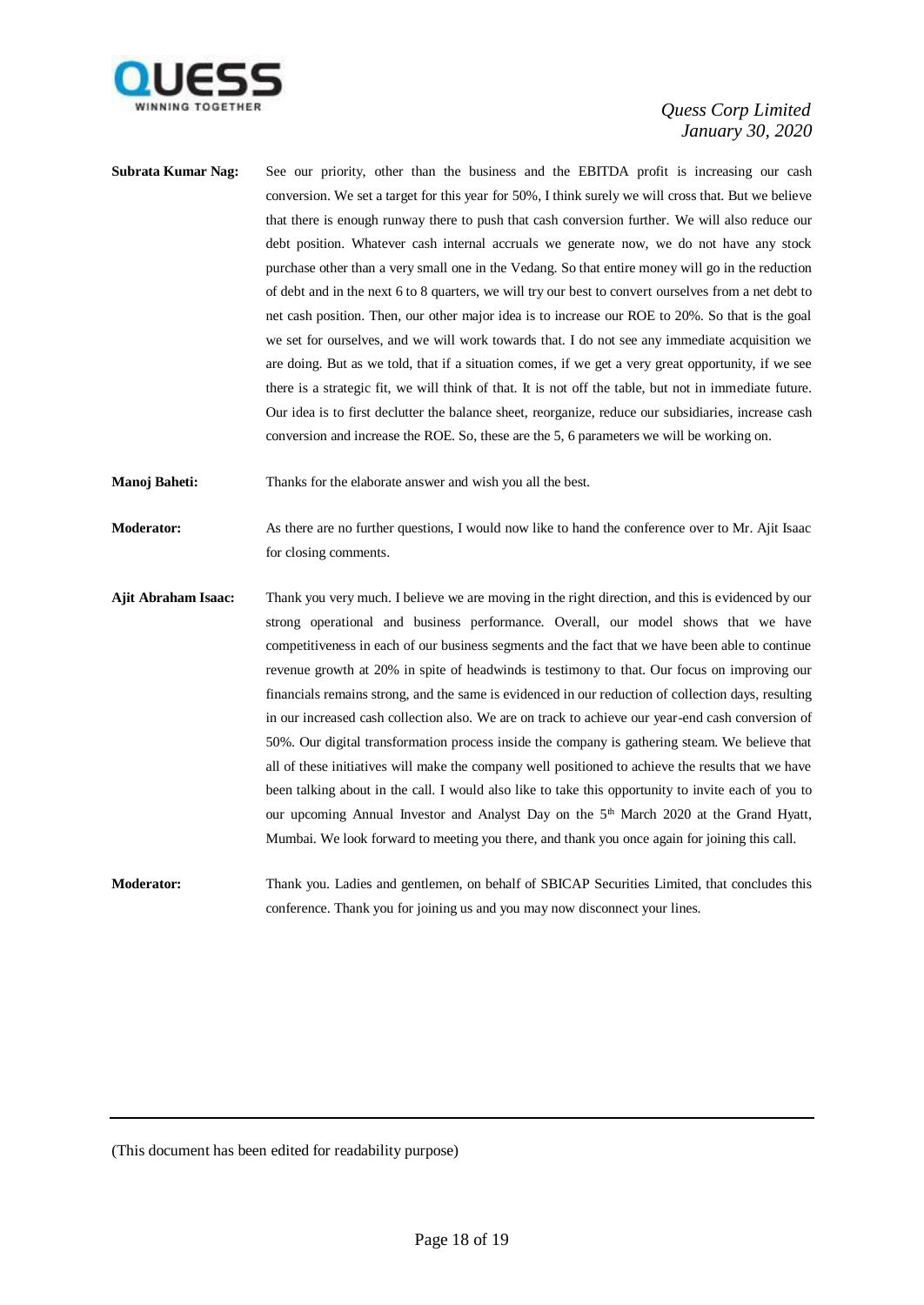**Subrata Kumar Nag:** See our priority, other than the business and the EBITDA profit is increasing our cash conversion. We set a target for this year for 50%, I think surely we will cross that. But we believe that there is enough runway there to push that cash conversion further. We will also reduce our debt position. Whatever cash internal accruals we generate now, we do not have any stock purchase other than a very small one in the Vedang. So that entire money will go in the reduction of debt and in the next 6 to 8 quarters, we will try our best to convert ourselves from a net debt to net cash position. Then, our other major idea is to increase our ROE to 20%. So that is the goal we set for ourselves, and we will work towards that. I do not see any immediate acquisition we are doing. But as we told, that if a situation comes, if we get a very great opportunity, if we see there is a strategic fit, we will think of that. It is not off the table, but not in immediate future. Our idea is to first declutter the balance sheet, reorganize, reduce our subsidiaries, increase cash conversion and increase the ROE. So, these are the 5, 6 parameters we will be working on.

**Manoj Baheti:** Thanks for the elaborate answer and wish you all the best.

**Moderator:** As there are no further questions, I would now like to hand the conference over to Mr. Ajit Isaac for closing comments.

**Ajit Abraham Isaac:** Thank you very much. I believe we are moving in the right direction, and this is evidenced by our strong operational and business performance. Overall, our model shows that we have competitiveness in each of our business segments and the fact that we have been able to continue revenue growth at 20% in spite of headwinds is testimony to that. Our focus on improving our financials remains strong, and the same is evidenced in our reduction of collection days, resulting in our increased cash collection also. We are on track to achieve our year-end cash conversion of 50%. Our digital transformation process inside the company is gathering steam. We believe that all of these initiatives will make the company well positioned to achieve the results that we have been talking about in the call. I would also like to take this opportunity to invite each of you to our upcoming Annual Investor and Analyst Day on the 5th March 2020 at the Grand Hyatt, Mumbai. We look forward to meeting you there, and thank you once again for joining this call.

**Moderator:** Thank you. Ladies and gentlemen, on behalf of SBICAP Securities Limited, that concludes this conference. Thank you for joining us and you may now disconnect your lines.

(This document has been edited for readability purpose)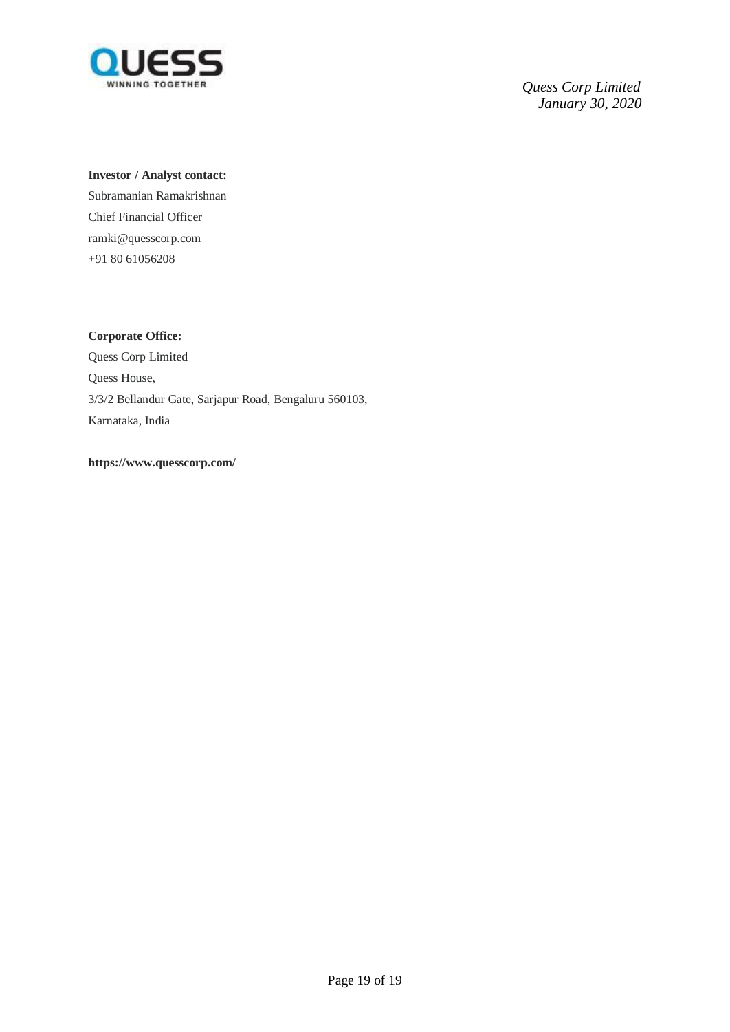**Investor / Analyst contact:**

Subramanian Ramakrishnan

Chief Financial Officer

ramki@quesscorp.com

+91 80 61056208

**Corporate Office:**

Quess Corp Limited

Quess House,

3/3/2 Bellandur Gate, Sarjapur Road, Bengaluru 560103,

Karnataka, India

**https://www.quesscorp.com/**